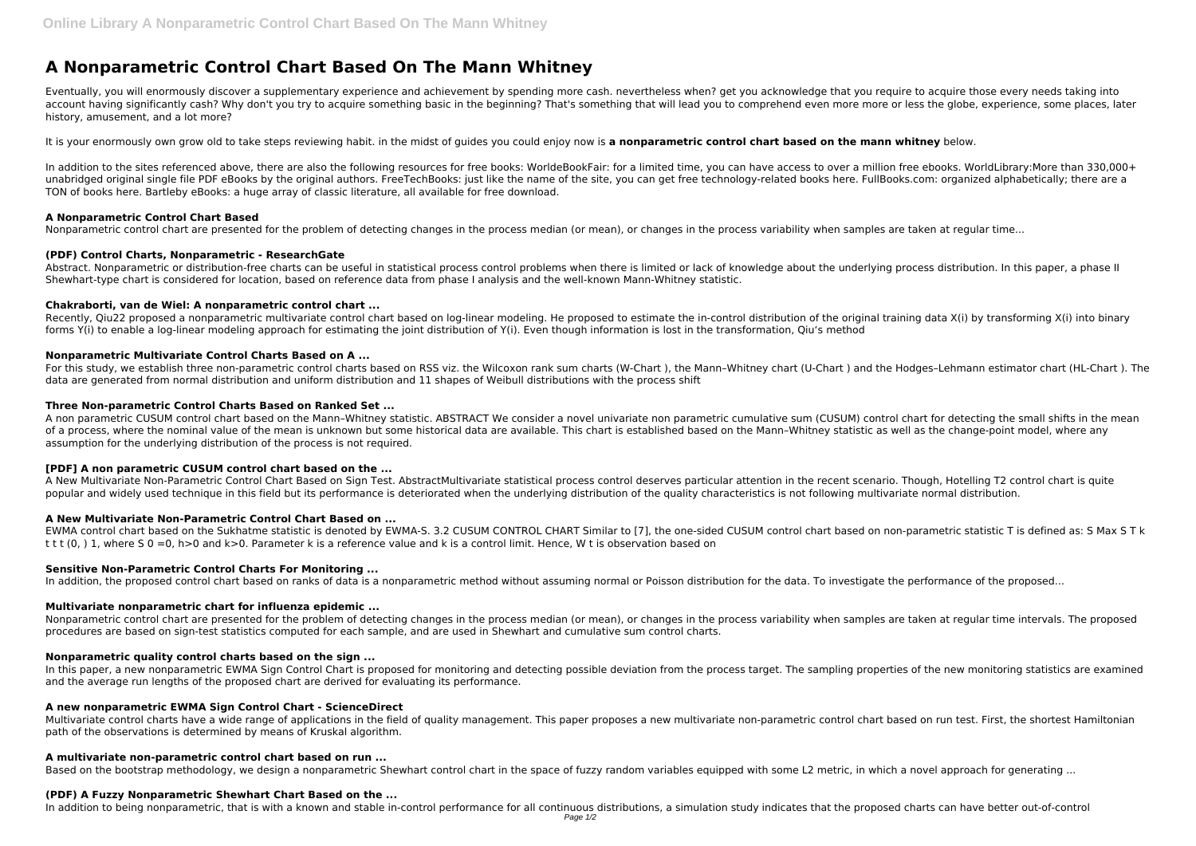# A Nonparametric Control Chart Based On The Mann Whitney

Eventually, you will enormously discover a supplementary experience and achievement by spending more cash. nevertheless when? get you acknowledge that you require to acquire those every needs taking into account having significantly cash? Why don't you try to acquire something basic in the beginning? That's something that will lead you to comprehend even more more or less the globe, experience, some places, later history, amusement, and a lot more?

It is your enormously own grow old to take steps reviewing habit. in the midst of guides you could enjoy now is **a nonparametric control chart based on the mann whitney** below.

In addition to the sites referenced above, there are also the following resources for free books: WorldeBookFair: for a limited time, you can have access to over a million free ebooks. WorldLibrary:More than 330,000+ unabridged original single file PDF eBooks by the original authors. FreeTechBooks: just like the name of the site, you can get free technology-related books here. FullBooks.com: organized alphabetically; there are a TON of books here. Bartleby eBooks: a huge array of classic literature, all available for free download.

### A Nonparametric Control Chart Based

Nonparametric control chart are presented for the problem of detecting changes in the process median (or mean), or changes in the process variability when samples are taken at regular time...

### (PDF) Control Charts, Nonparametric - ResearchGate

Abstract. Nonparametric or distribution-free charts can be useful in statistical process control problems when there is limited or lack of knowledge about the underlying process distribution. In this paper, a phase II Shewhart-type chart is considered for location, based on reference data from phase I analysis and the well-known Mann-Whitney statistic.

### Chakraborti, van de Wiel: A nonparametric control chart ...

Recently, Qiu22 proposed a nonparametric multivariate control chart based on log-linear modeling. He proposed to estimate the in-control distribution of the original training data X(i) by transforming X(i) into binary forms Y(i) to enable a log-linear modeling approach for estimating the joint distribution of Y(i). Even though information is lost in the transformation, Qiu's method

### Nonparametric Multivariate Control Charts Based on A ...

For this study, we establish three non-parametric control charts based on RSS viz. the Wilcoxon rank sum charts (W-Chart ), the Mann–Whitney chart (U-Chart ) and the Hodges–Lehmann estimator chart (HL-Chart ). The data are generated from normal distribution and uniform distribution and 11 shapes of Weibull distributions with the process shift

### Three Non-parametric Control Charts Based on Ranked Set ...

A non parametric CUSUM control chart based on the Mann–Whitney statistic. ABSTRACT We consider a novel univariate non parametric cumulative sum (CUSUM) control chart for detecting the small shifts in the mean of a process, where the nominal value of the mean is unknown but some historical data are available. This chart is established based on the Mann–Whitney statistic as well as the change-point model, where any assumption for the underlying distribution of the process is not required.

### [PDF] A non parametric CUSUM control chart based on the ...

A New Multivariate Non-Parametric Control Chart Based on Sign Test. AbstractMultivariate statistical process control deserves particular attention in the recent scenario. Though, Hotelling T2 control chart is quite popular and widely used technique in this field but its performance is deteriorated when the underlying distribution of the quality characteristics is not following multivariate normal distribution.

### A New Multivariate Non-Parametric Control Chart Based on ...

EWMA control chart based on the Sukhatme statistic is denoted by EWMA-S. 3.2 CUSUM CONTROL CHART Similar to [7], the one-sided CUSUM control chart based on non-parametric statistic T is defined as: S Max S T k t t t (0, ) 1, where S 0 =0, h>0 and k>0. Parameter k is a reference value and k is a control limit. Hence, W t is observation based on

### Sensitive Non-Parametric Control Charts For Monitoring ...

In addition, the proposed control chart based on ranks of data is a nonparametric method without assuming normal or Poisson distribution for the data. To investigate the performance of the proposed...

### Multivariate nonparametric chart for influenza epidemic ...

Nonparametric control chart are presented for the problem of detecting changes in the process median (or mean), or changes in the process variability when samples are taken at regular time intervals. The proposed procedures are based on sign-test statistics computed for each sample, and are used in Shewhart and cumulative sum control charts.

### Nonparametric quality control charts based on the sign ...

In this paper, a new nonparametric EWMA Sign Control Chart is proposed for monitoring and detecting possible deviation from the process target. The sampling properties of the new monitoring statistics are examined and the average run lengths of the proposed chart are derived for evaluating its performance.

### A new nonparametric EWMA Sign Control Chart - ScienceDirect

Multivariate control charts have a wide range of applications in the field of quality management. This paper proposes a new multivariate non-parametric control chart based on run test. First, the shortest Hamiltonian path of the observations is determined by means of Kruskal algorithm.

### A multivariate non-parametric control chart based on run ...

Based on the bootstrap methodology, we design a nonparametric Shewhart control chart in the space of fuzzy random variables equipped with some L2 metric, in which a novel approach for generating ...

### (PDF) A Fuzzy Nonparametric Shewhart Chart Based on the ...

In addition to being nonparametric, that is with a known and stable in-control performance for all continuous distributions, a simulation study indicates that the proposed charts can have better out-of-control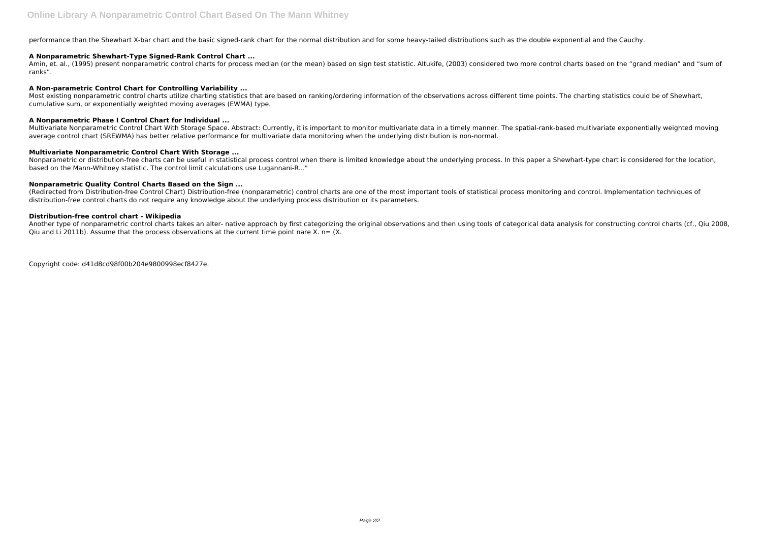performance than the Shewhart X-bar chart and the basic signed-rank chart for the normal distribution and for some heavy-tailed distributions such as the double exponential and the Cauchy.

### A Nonparametric Shewhart-Type Signed-Rank Control Chart ...

Amin, et. al., (1995) present nonparametric control charts for process median (or the mean) based on sign test statistic. Altukife, (2003) considered two more control charts based on the “grand median” and “sum of ranks”.

### A Non-parametric Control Chart for Controlling Variability ...

Most existing nonparametric control charts utilize charting statistics that are based on ranking/ordering information of the observations across different time points. The charting statistics could be of Shewhart, cumulative sum, or exponentially weighted moving averages (EWMA) type.

### A Nonparametric Phase I Control Chart for Individual ...

Multivariate Nonparametric Control Chart With Storage Space. Abstract: Currently, it is important to monitor multivariate data in a timely manner. The spatial-rank-based multivariate exponentially weighted moving average control chart (SREWMA) has better relative performance for multivariate data monitoring when the underlying distribution is non-normal.

### Multivariate Nonparametric Control Chart With Storage ...

Nonparametric or distribution-free charts can be useful in statistical process control when there is limited knowledge about the underlying process. In this paper a Shewhart-type chart is considered for the location, based on the Mann-Whitney statistic. The control limit calculations use Lugannani-R..."

### Nonparametric Quality Control Charts Based on the Sign ...

(Redirected from Distribution-free Control Chart) Distribution-free (nonparametric) control charts are one of the most important tools of statistical process monitoring and control. Implementation techniques of distribution-free control charts do not require any knowledge about the underlying process distribution or its parameters.

### Distribution-free control chart - Wikipedia

Another type of nonparametric control charts takes an alter- native approach by first categorizing the original observations and then using tools of categorical data analysis for constructing control charts (cf., Qiu 2008, Qiu and Li 2011b). Assume that the process observations at the current time point nare X. n= (X.

Copyright code: d41d8cd98f00b204e9800998ecf8427e.